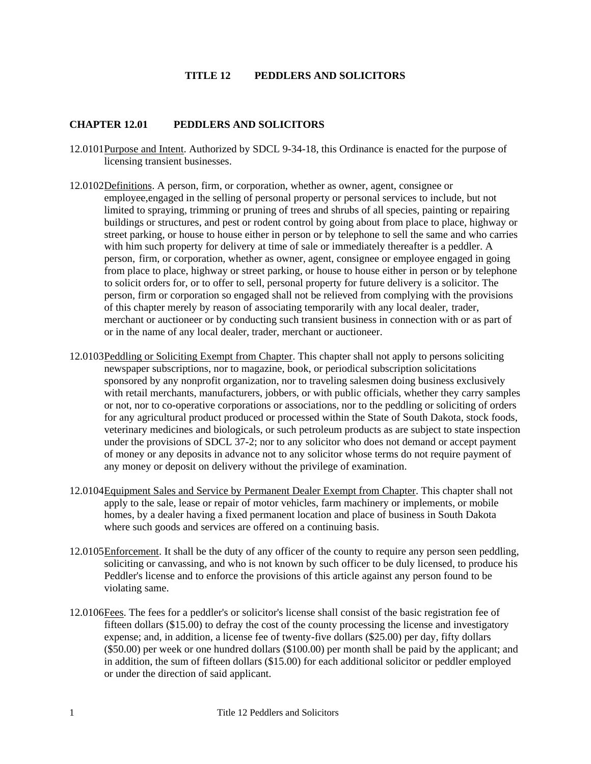# TITLE 12 PEDDLERS AND SOLICITORS

## CHAPTER 12.01 PEDDLERS AND SOLICITORS

12.0101 Purpose and Intent. Authorized by SDCL 9-34-18, this Ordinance is enacted for the purpose of licensing transient businesses.

12.0102 Definitions. A person, firm, or corporation, whether as owner, agent, consignee or employee,engaged in the selling of personal property or personal services to include, but not limited to spraying, trimming or pruning of trees and shrubs of all species, painting or repairing buildings or structures, and pest or rodent control by going about from place to place, highway or street parking, or house to house either in person or by telephone to sell the same and who carries with him such property for delivery at time of sale or immediately thereafter is a peddler. A person, firm, or corporation, whether as owner, agent, consignee or employee engaged in going from place to place, highway or street parking, or house to house either in person or by telephone to solicit orders for, or to offer to sell, personal property for future delivery is a solicitor. The person, firm or corporation so engaged shall not be relieved from complying with the provisions of this chapter merely by reason of associating temporarily with any local dealer, trader, merchant or auctioneer or by conducting such transient business in connection with or as part of or in the name of any local dealer, trader, merchant or auctioneer.

12.0103 Peddling or Soliciting Exempt from Chapter. This chapter shall not apply to persons soliciting newspaper subscriptions, nor to magazine, book, or periodical subscription solicitations sponsored by any nonprofit organization, nor to traveling salesmen doing business exclusively with retail merchants, manufacturers, jobbers, or with public officials, whether they carry samples or not, nor to co-operative corporations or associations, nor to the peddling or soliciting of orders for any agricultural product produced or processed within the State of South Dakota, stock foods, veterinary medicines and biologicals, or such petroleum products as are subject to state inspection under the provisions of SDCL 37-2; nor to any solicitor who does not demand or accept payment of money or any deposits in advance not to any solicitor whose terms do not require payment of any money or deposit on delivery without the privilege of examination.

12.0104 Equipment Sales and Service by Permanent Dealer Exempt from Chapter. This chapter shall not apply to the sale, lease or repair of motor vehicles, farm machinery or implements, or mobile homes, by a dealer having a fixed permanent location and place of business in South Dakota where such goods and services are offered on a continuing basis.

12.0105 Enforcement. It shall be the duty of any officer of the county to require any person seen peddling, soliciting or canvassing, and who is not known by such officer to be duly licensed, to produce his Peddler's license and to enforce the provisions of this article against any person found to be violating same.

12.0106 Fees. The fees for a peddler's or solicitor's license shall consist of the basic registration fee of fifteen dollars ($15.00) to defray the cost of the county processing the license and investigatory expense; and, in addition, a license fee of twenty-five dollars ($25.00) per day, fifty dollars ($50.00) per week or one hundred dollars ($100.00) per month shall be paid by the applicant; and in addition, the sum of fifteen dollars ($15.00) for each additional solicitor or peddler employed or under the direction of said applicant.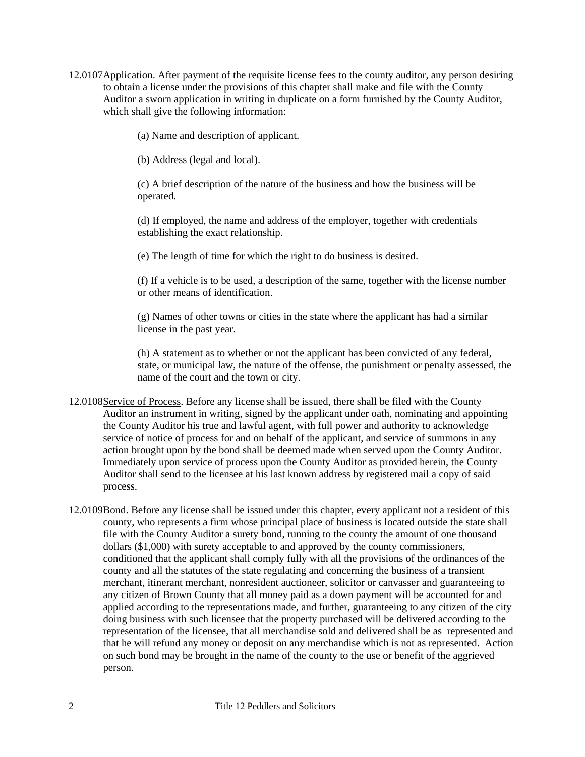12.0107 Application. After payment of the requisite license fees to the county auditor, any person desiring to obtain a license under the provisions of this chapter shall make and file with the County Auditor a sworn application in writing in duplicate on a form furnished by the County Auditor, which shall give the following information:

(a) Name and description of applicant.

(b) Address (legal and local).

(c) A brief description of the nature of the business and how the business will be operated.

(d) If employed, the name and address of the employer, together with credentials establishing the exact relationship.

(e) The length of time for which the right to do business is desired.

(f) If a vehicle is to be used, a description of the same, together with the license number or other means of identification.

(g) Names of other towns or cities in the state where the applicant has had a similar license in the past year.

(h) A statement as to whether or not the applicant has been convicted of any federal, state, or municipal law, the nature of the offense, the punishment or penalty assessed, the name of the court and the town or city.

12.0108 Service of Process. Before any license shall be issued, there shall be filed with the County Auditor an instrument in writing, signed by the applicant under oath, nominating and appointing the County Auditor his true and lawful agent, with full power and authority to acknowledge service of notice of process for and on behalf of the applicant, and service of summons in any action brought upon by the bond shall be deemed made when served upon the County Auditor. Immediately upon service of process upon the County Auditor as provided herein, the County Auditor shall send to the licensee at his last known address by registered mail a copy of said process.

12.0109 Bond. Before any license shall be issued under this chapter, every applicant not a resident of this county, who represents a firm whose principal place of business is located outside the state shall file with the County Auditor a surety bond, running to the county the amount of one thousand dollars ($1,000) with surety acceptable to and approved by the county commissioners, conditioned that the applicant shall comply fully with all the provisions of the ordinances of the county and all the statutes of the state regulating and concerning the business of a transient merchant, itinerant merchant, nonresident auctioneer, solicitor or canvasser and guaranteeing to any citizen of Brown County that all money paid as a down payment will be accounted for and applied according to the representations made, and further, guaranteeing to any citizen of the city doing business with such licensee that the property purchased will be delivered according to the representation of the licensee, that all merchandise sold and delivered shall be as represented and that he will refund any money or deposit on any merchandise which is not as represented. Action on such bond may be brought in the name of the county to the use or benefit of the aggrieved person.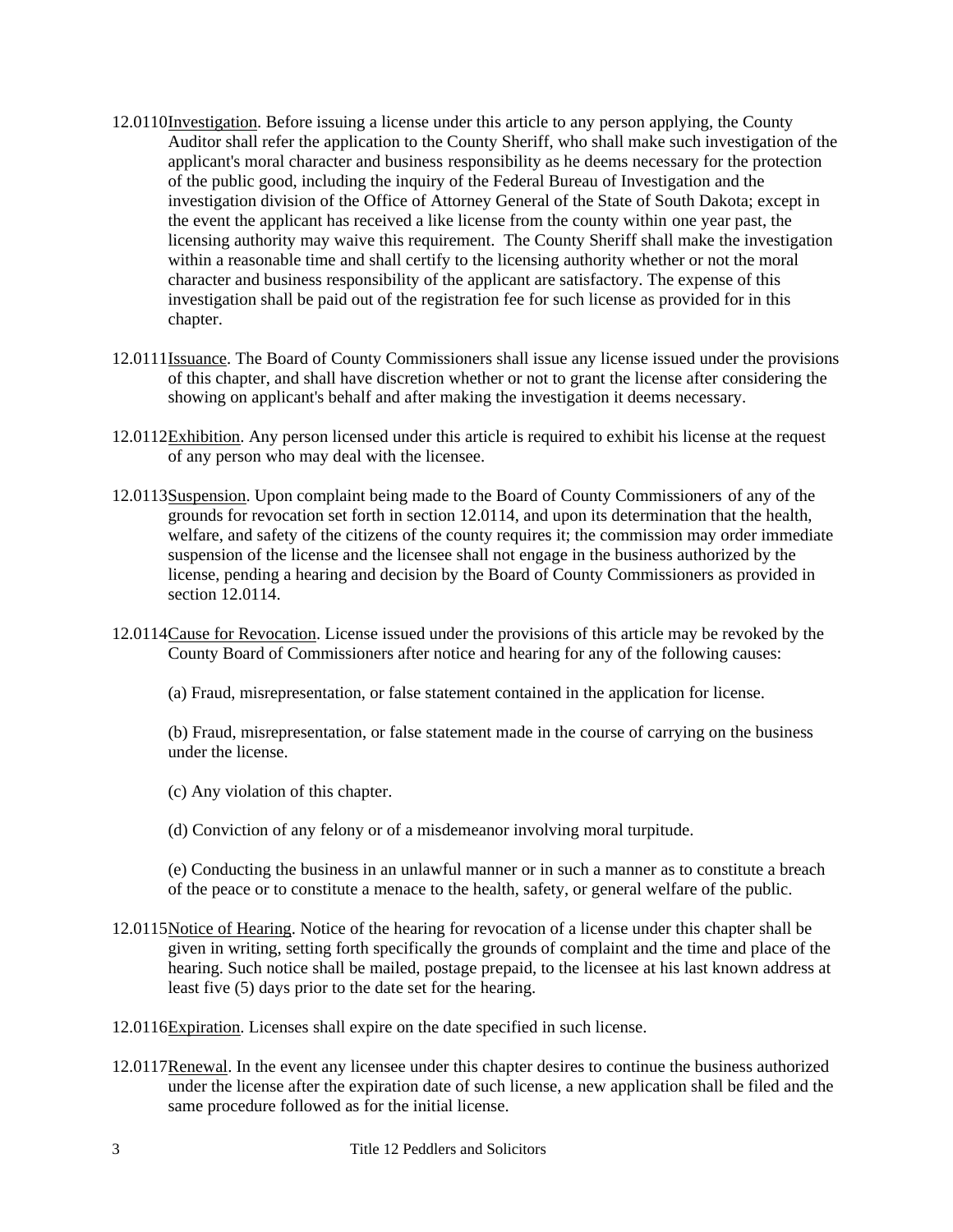12.0110 Investigation. Before issuing a license under this article to any person applying, the County Auditor shall refer the application to the County Sheriff, who shall make such investigation of the applicant's moral character and business responsibility as he deems necessary for the protection of the public good, including the inquiry of the Federal Bureau of Investigation and the investigation division of the Office of Attorney General of the State of South Dakota; except in the event the applicant has received a like license from the county within one year past, the licensing authority may waive this requirement. The County Sheriff shall make the investigation within a reasonable time and shall certify to the licensing authority whether or not the moral character and business responsibility of the applicant are satisfactory. The expense of this investigation shall be paid out of the registration fee for such license as provided for in this chapter.

12.0111 Issuance. The Board of County Commissioners shall issue any license issued under the provisions of this chapter, and shall have discretion whether or not to grant the license after considering the showing on applicant's behalf and after making the investigation it deems necessary.

12.0112 Exhibition. Any person licensed under this article is required to exhibit his license at the request of any person who may deal with the licensee.

12.0113 Suspension. Upon complaint being made to the Board of County Commissioners of any of the grounds for revocation set forth in section 12.0114, and upon its determination that the health, welfare, and safety of the citizens of the county requires it; the commission may order immediate suspension of the license and the licensee shall not engage in the business authorized by the license, pending a hearing and decision by the Board of County Commissioners as provided in section 12.0114.

12.0114 Cause for Revocation. License issued under the provisions of this article may be revoked by the County Board of Commissioners after notice and hearing for any of the following causes:

(a) Fraud, misrepresentation, or false statement contained in the application for license.

(b) Fraud, misrepresentation, or false statement made in the course of carrying on the business under the license.

(c) Any violation of this chapter.

(d) Conviction of any felony or of a misdemeanor involving moral turpitude.

(e) Conducting the business in an unlawful manner or in such a manner as to constitute a breach of the peace or to constitute a menace to the health, safety, or general welfare of the public.

12.0115 Notice of Hearing. Notice of the hearing for revocation of a license under this chapter shall be given in writing, setting forth specifically the grounds of complaint and the time and place of the hearing. Such notice shall be mailed, postage prepaid, to the licensee at his last known address at least five (5) days prior to the date set for the hearing.

12.0116 Expiration. Licenses shall expire on the date specified in such license.

12.0117 Renewal. In the event any licensee under this chapter desires to continue the business authorized under the license after the expiration date of such license, a new application shall be filed and the same procedure followed as for the initial license.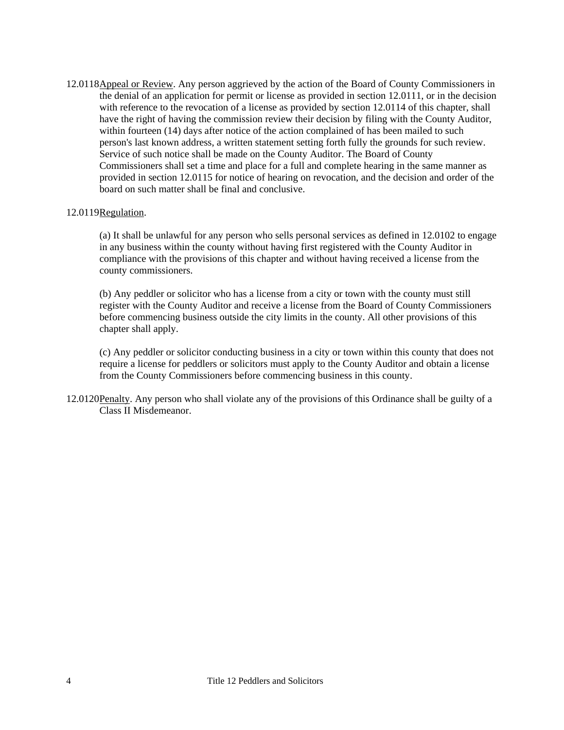12.0118 Appeal or Review. Any person aggrieved by the action of the Board of County Commissioners in the denial of an application for permit or license as provided in section 12.0111, or in the decision with reference to the revocation of a license as provided by section 12.0114 of this chapter, shall have the right of having the commission review their decision by filing with the County Auditor, within fourteen (14) days after notice of the action complained of has been mailed to such person's last known address, a written statement setting forth fully the grounds for such review. Service of such notice shall be made on the County Auditor. The Board of County Commissioners shall set a time and place for a full and complete hearing in the same manner as provided in section 12.0115 for notice of hearing on revocation, and the decision and order of the board on such matter shall be final and conclusive.

12.0119 Regulation.

(a) It shall be unlawful for any person who sells personal services as defined in 12.0102 to engage in any business within the county without having first registered with the County Auditor in compliance with the provisions of this chapter and without having received a license from the county commissioners.

(b) Any peddler or solicitor who has a license from a city or town with the county must still register with the County Auditor and receive a license from the Board of County Commissioners before commencing business outside the city limits in the county. All other provisions of this chapter shall apply.

(c) Any peddler or solicitor conducting business in a city or town within this county that does not require a license for peddlers or solicitors must apply to the County Auditor and obtain a license from the County Commissioners before commencing business in this county.

12.0120 Penalty. Any person who shall violate any of the provisions of this Ordinance shall be guilty of a Class II Misdemeanor.